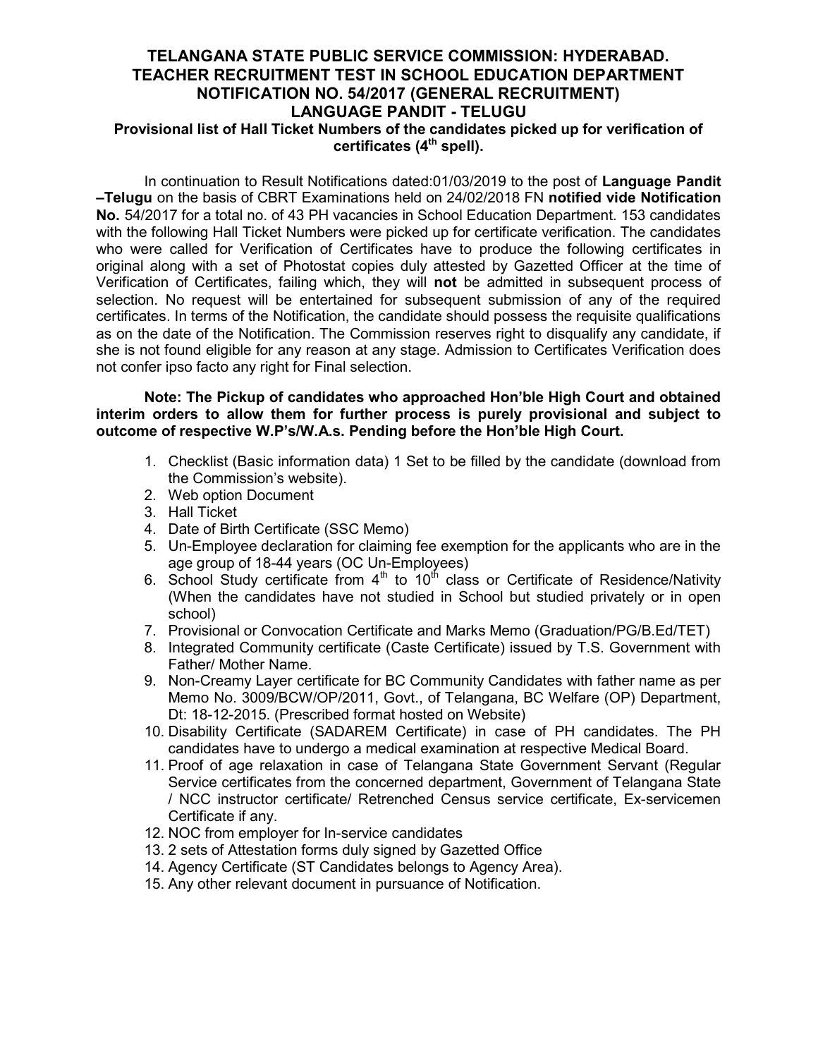# TELANGANA STATE PUBLIC SERVICE COMMISSION: HYDERABAD.
## TEACHER RECRUITMENT TEST IN SCHOOL EDUCATION DEPARTMENT
## NOTIFICATION NO. 54/2017 (GENERAL RECRUITMENT)
## LANGUAGE PANDIT - TELUGU

**Provisional list of Hall Ticket Numbers of the candidates picked up for verification of certificates (4th spell).**

In continuation to Result Notifications dated:01/03/2019 to the post of **Language Pandit –Telugu** on the basis of CBRT Examinations held on 24/02/2018 FN **notified vide Notification No.** 54/2017 for a total no. of 43 PH vacancies in School Education Department. 153 candidates with the following Hall Ticket Numbers were picked up for certificate verification. The candidates who were called for Verification of Certificates have to produce the following certificates in original along with a set of Photostat copies duly attested by Gazetted Officer at the time of Verification of Certificates, failing which, they will **not** be admitted in subsequent process of selection. No request will be entertained for subsequent submission of any of the required certificates. In terms of the Notification, the candidate should possess the requisite qualifications as on the date of the Notification. The Commission reserves right to disqualify any candidate, if she is not found eligible for any reason at any stage. Admission to Certificates Verification does not confer ipso facto any right for Final selection.

**Note: The Pickup of candidates who approached Hon'ble High Court and obtained interim orders to allow them for further process is purely provisional and subject to outcome of respective W.P's/W.A.s. Pending before the Hon'ble High Court.**

1. Checklist (Basic information data) 1 Set to be filled by the candidate (download from the Commission's website).
2. Web option Document
3. Hall Ticket
4. Date of Birth Certificate (SSC Memo)
5. Un-Employee declaration for claiming fee exemption for the applicants who are in the age group of 18-44 years (OC Un-Employees)
6. School Study certificate from 4th to 10th class or Certificate of Residence/Nativity (When the candidates have not studied in School but studied privately or in open school)
7. Provisional or Convocation Certificate and Marks Memo (Graduation/PG/B.Ed/TET)
8. Integrated Community certificate (Caste Certificate) issued by T.S. Government with Father/ Mother Name.
9. Non-Creamy Layer certificate for BC Community Candidates with father name as per Memo No. 3009/BCW/OP/2011, Govt., of Telangana, BC Welfare (OP) Department, Dt: 18-12-2015. (Prescribed format hosted on Website)
10. Disability Certificate (SADAREM Certificate) in case of PH candidates. The PH candidates have to undergo a medical examination at respective Medical Board.
11. Proof of age relaxation in case of Telangana State Government Servant (Regular Service certificates from the concerned department, Government of Telangana State / NCC instructor certificate/ Retrenched Census service certificate, Ex-servicemen Certificate if any.
12. NOC from employer for In-service candidates
13. 2 sets of Attestation forms duly signed by Gazetted Office
14. Agency Certificate (ST Candidates belongs to Agency Area).
15. Any other relevant document in pursuance of Notification.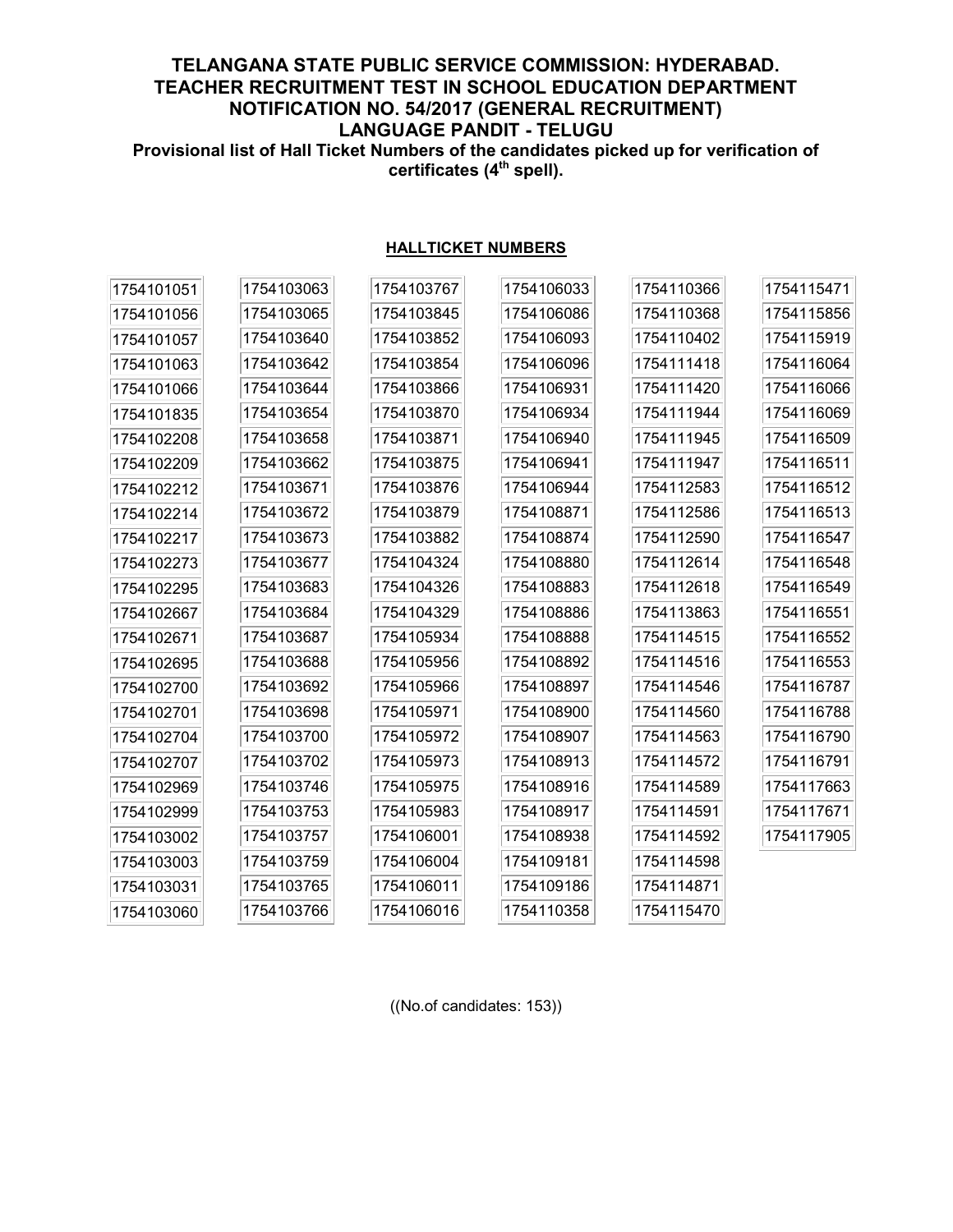**TELANGANA STATE PUBLIC SERVICE COMMISSION: HYDERABAD.**
**TEACHER RECRUITMENT TEST IN SCHOOL EDUCATION DEPARTMENT**
**NOTIFICATION NO. 54/2017 (GENERAL RECRUITMENT)**
**LANGUAGE PANDIT - TELUGU**

**Provisional list of Hall Ticket Numbers of the candidates picked up for verification of certificates (4th spell).**

**HALLTICKET NUMBERS**

| | | | | | |
|---|---|---|---|---|---|
| 1754101051 | 1754103063 | 1754103767 | 1754106033 | 1754110366 | 1754115471 |
| 1754101056 | 1754103065 | 1754103845 | 1754106086 | 1754110368 | 1754115856 |
| 1754101057 | 1754103640 | 1754103852 | 1754106093 | 1754110402 | 1754115919 |
| 1754101063 | 1754103642 | 1754103854 | 1754106096 | 1754111418 | 1754116064 |
| 1754101066 | 1754103644 | 1754103866 | 1754106931 | 1754111420 | 1754116066 |
| 1754101835 | 1754103654 | 1754103870 | 1754106934 | 1754111944 | 1754116069 |
| 1754102208 | 1754103658 | 1754103871 | 1754106940 | 1754111945 | 1754116509 |
| 1754102209 | 1754103662 | 1754103875 | 1754106941 | 1754111947 | 1754116511 |
| 1754102212 | 1754103671 | 1754103876 | 1754106944 | 1754112583 | 1754116512 |
| 1754102214 | 1754103672 | 1754103879 | 1754108871 | 1754112586 | 1754116513 |
| 1754102217 | 1754103673 | 1754103882 | 1754108874 | 1754112590 | 1754116547 |
| 1754102273 | 1754103677 | 1754104324 | 1754108880 | 1754112614 | 1754116548 |
| 1754102295 | 1754103683 | 1754104326 | 1754108883 | 1754112618 | 1754116549 |
| 1754102667 | 1754103684 | 1754104329 | 1754108886 | 1754113863 | 1754116551 |
| 1754102671 | 1754103687 | 1754105934 | 1754108888 | 1754114515 | 1754116552 |
| 1754102695 | 1754103688 | 1754105956 | 1754108892 | 1754114516 | 1754116553 |
| 1754102700 | 1754103692 | 1754105966 | 1754108897 | 1754114546 | 1754116787 |
| 1754102701 | 1754103698 | 1754105971 | 1754108900 | 1754114560 | 1754116788 |
| 1754102704 | 1754103700 | 1754105972 | 1754108907 | 1754114563 | 1754116790 |
| 1754102707 | 1754103702 | 1754105973 | 1754108913 | 1754114572 | 1754116791 |
| 1754102969 | 1754103746 | 1754105975 | 1754108916 | 1754114589 | 1754117663 |
| 1754102999 | 1754103753 | 1754105983 | 1754108917 | 1754114591 | 1754117671 |
| 1754103002 | 1754103757 | 1754106001 | 1754108938 | 1754114592 | 1754117905 |
| 1754103003 | 1754103759 | 1754106004 | 1754109181 | 1754114598 | |
| 1754103031 | 1754103765 | 1754106011 | 1754109186 | 1754114871 | |
| 1754103060 | 1754103766 | 1754106016 | 1754110358 | 1754115470 | |

((No.of candidates: 153))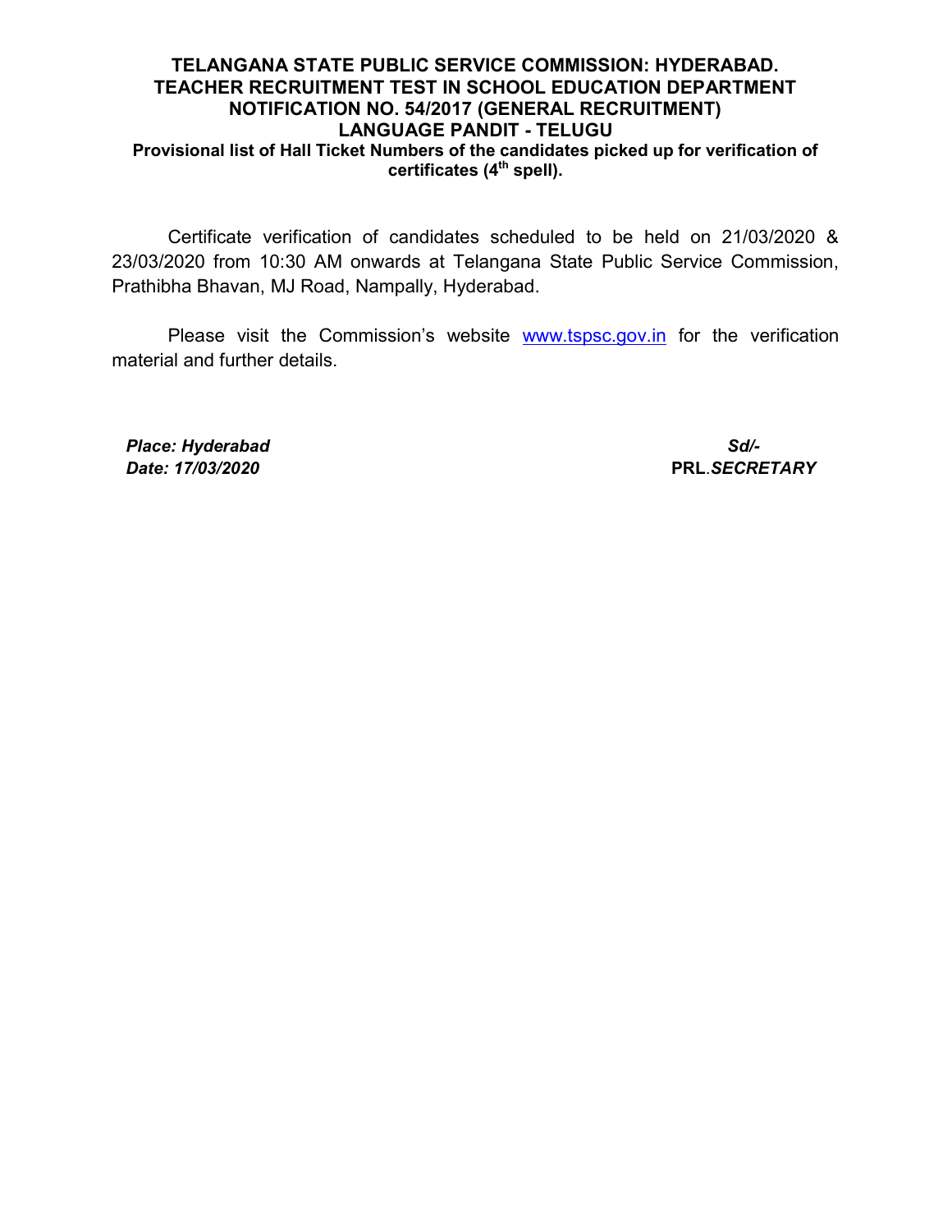**TELANGANA STATE PUBLIC SERVICE COMMISSION: HYDERABAD.**
**TEACHER RECRUITMENT TEST IN SCHOOL EDUCATION DEPARTMENT**
**NOTIFICATION NO. 54/2017 (GENERAL RECRUITMENT)**
**LANGUAGE PANDIT - TELUGU**
**Provisional list of Hall Ticket Numbers of the candidates picked up for verification of certificates (4th spell).**

Certificate verification of candidates scheduled to be held on 21/03/2020 & 23/03/2020 from 10:30 AM onwards at Telangana State Public Service Commission, Prathibha Bhavan, MJ Road, Nampally, Hyderabad.

Please visit the Commission's website www.tspsc.gov.in for the verification material and further details.

***Place: Hyderabad***
***Date: 17/03/2020***

*Sd/-*
**PRL**.***SECRETARY***